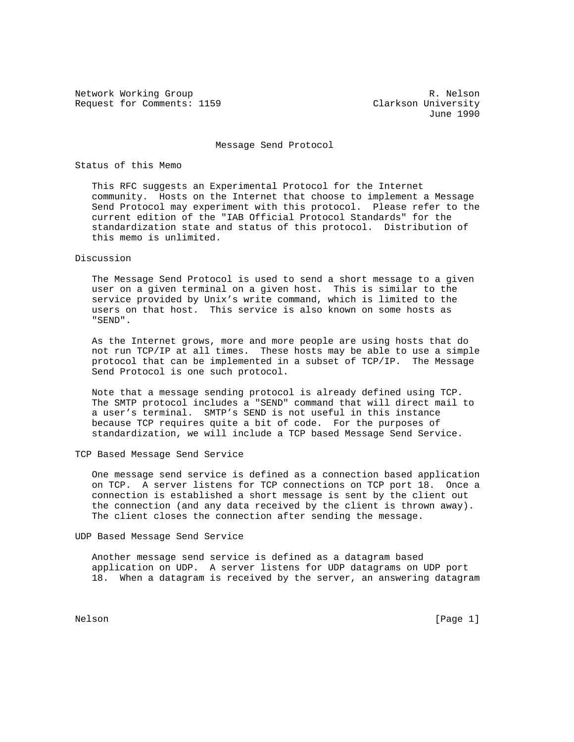Network Working Group R. Nelson
Request for Comments: 1159 Clarkson University
June 1990

# Message Send Protocol

## Status of this Memo

This RFC suggests an Experimental Protocol for the Internet community. Hosts on the Internet that choose to implement a Message Send Protocol may experiment with this protocol. Please refer to the current edition of the "IAB Official Protocol Standards" for the standardization state and status of this protocol. Distribution of this memo is unlimited.

## Discussion

The Message Send Protocol is used to send a short message to a given user on a given terminal on a given host. This is similar to the service provided by Unix's write command, which is limited to the users on that host. This service is also known on some hosts as "SEND".

As the Internet grows, more and more people are using hosts that do not run TCP/IP at all times. These hosts may be able to use a simple protocol that can be implemented in a subset of TCP/IP. The Message Send Protocol is one such protocol.

Note that a message sending protocol is already defined using TCP. The SMTP protocol includes a "SEND" command that will direct mail to a user's terminal. SMTP's SEND is not useful in this instance because TCP requires quite a bit of code. For the purposes of standardization, we will include a TCP based Message Send Service.

## TCP Based Message Send Service

One message send service is defined as a connection based application on TCP. A server listens for TCP connections on TCP port 18. Once a connection is established a short message is sent by the client out the connection (and any data received by the client is thrown away). The client closes the connection after sending the message.

## UDP Based Message Send Service

Another message send service is defined as a datagram based application on UDP. A server listens for UDP datagrams on UDP port 18. When a datagram is received by the server, an answering datagram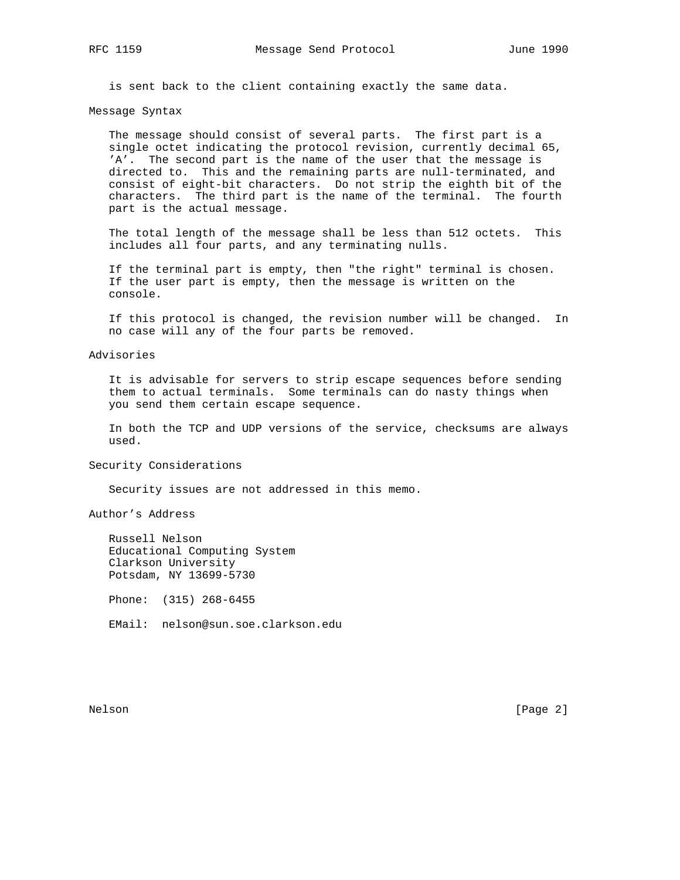is sent back to the client containing exactly the same data.

## Message Syntax

The message should consist of several parts. The first part is a single octet indicating the protocol revision, currently decimal 65, 'A'. The second part is the name of the user that the message is directed to. This and the remaining parts are null-terminated, and consist of eight-bit characters. Do not strip the eighth bit of the characters. The third part is the name of the terminal. The fourth part is the actual message.

The total length of the message shall be less than 512 octets. This includes all four parts, and any terminating nulls.

If the terminal part is empty, then "the right" terminal is chosen. If the user part is empty, then the message is written on the console.

If this protocol is changed, the revision number will be changed. In no case will any of the four parts be removed.

## Advisories

It is advisable for servers to strip escape sequences before sending them to actual terminals. Some terminals can do nasty things when you send them certain escape sequence.

In both the TCP and UDP versions of the service, checksums are always used.

## Security Considerations

Security issues are not addressed in this memo.

## Author's Address

Russell Nelson
Educational Computing System
Clarkson University
Potsdam, NY 13699-5730

Phone: (315) 268-6455

EMail: nelson@sun.soe.clarkson.edu